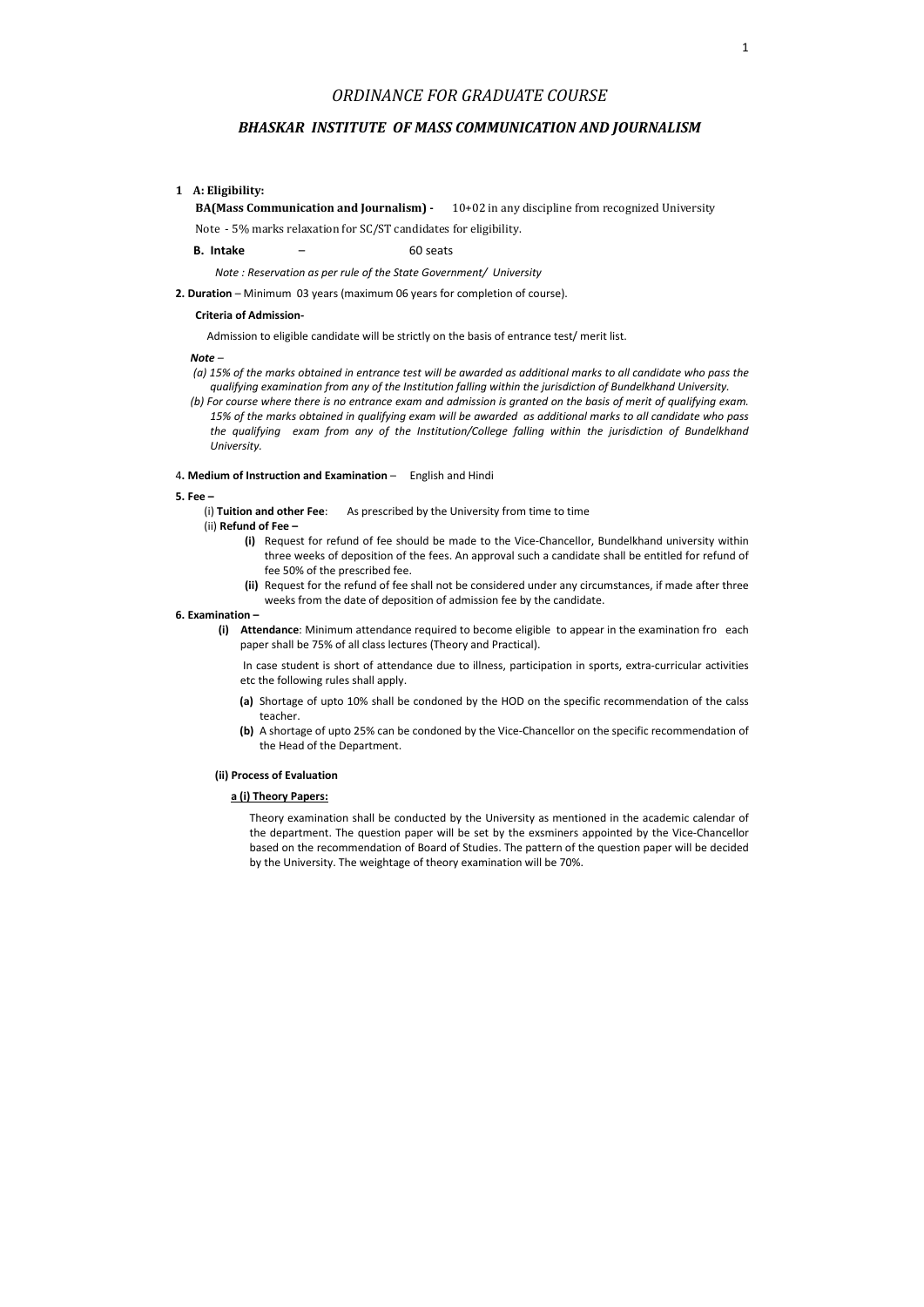# *ORDINANCE FOR GRADUATE COURSE*

## *BHASKAR INSTITUTE OF MASS COMMUNICATION AND JOURNALISM*

**1 A: Eligibility:**

**BA(Mass Communication and Journalism) -** 10+02 in any discipline from recognized University

Note - 5% marks relaxation for SC/ST candidates for eligibility.

**B. Intake** – 60 seats

*Note : Reservation as per rule of the State Government/ University*

**2. Duration** – Minimum 03 years (maximum 06 years for completion of course).

**Criteria of Admission-**

Admission to eligible candidate will be strictly on the basis of entrance test/ merit list.

***Note*** –

*(a) 15% of the marks obtained in entrance test will be awarded as additional marks to all candidate who pass the qualifying examination from any of the Institution falling within the jurisdiction of Bundelkhand University.*

*(b) For course where there is no entrance exam and admission is granted on the basis of merit of qualifying exam. 15% of the marks obtained in qualifying exam will be awarded as additional marks to all candidate who pass the qualifying exam from any of the Institution/College falling within the jurisdiction of Bundelkhand University.*

4**. Medium of Instruction and Examination** – English and Hindi

**5. Fee –**

(i) **Tuition and other Fee**: As prescribed by the University from time to time

(ii) **Refund of Fee –**

- **(i)** Request for refund of fee should be made to the Vice-Chancellor, Bundelkhand university within three weeks of deposition of the fees. An approval such a candidate shall be entitled for refund of fee 50% of the prescribed fee.
- **(ii)** Request for the refund of fee shall not be considered under any circumstances, if made after three weeks from the date of deposition of admission fee by the candidate.

**6. Examination –**

**(i) Attendance**: Minimum attendance required to become eligible to appear in the examination fro each paper shall be 75% of all class lectures (Theory and Practical).

In case student is short of attendance due to illness, participation in sports, extra-curricular activities etc the following rules shall apply.

- **(a)** Shortage of upto 10% shall be condoned by the HOD on the specific recommendation of the calss teacher.
- **(b)** A shortage of upto 25% can be condoned by the Vice-Chancellor on the specific recommendation of the Head of the Department.

**(ii) Process of Evaluation**

**a (i) Theory Papers:**

Theory examination shall be conducted by the University as mentioned in the academic calendar of the department. The question paper will be set by the exsminers appointed by the Vice-Chancellor based on the recommendation of Board of Studies. The pattern of the question paper will be decided by the University. The weightage of theory examination will be 70%.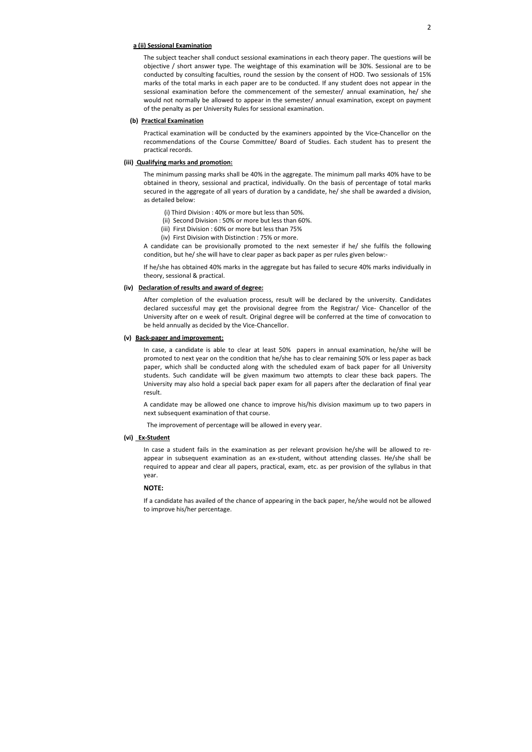**a (ii) Sessional Examination**

The subject teacher shall conduct sessional examinations in each theory paper. The questions will be objective / short answer type. The weightage of this examination will be 30%. Sessional are to be conducted by consulting faculties, round the session by the consent of HOD. Two sessionals of 15% marks of the total marks in each paper are to be conducted. If any student does not appear in the sessional examination before the commencement of the semester/ annual examination, he/ she would not normally be allowed to appear in the semester/ annual examination, except on payment of the penalty as per University Rules for sessional examination.

**(b) Practical Examination**

Practical examination will be conducted by the examiners appointed by the Vice-Chancellor on the recommendations of the Course Committee/ Board of Studies. Each student has to present the practical records.

**(iii) Qualifying marks and promotion:**

The minimum passing marks shall be 40% in the aggregate. The minimum pall marks 40% have to be obtained in theory, sessional and practical, individually. On the basis of percentage of total marks secured in the aggregate of all years of duration by a candidate, he/ she shall be awarded a division, as detailed below:

(i) Third Division : 40% or more but less than 50%.
(ii) Second Division : 50% or more but less than 60%.
(iii) First Division : 60% or more but less than 75%
(iv) First Division with Distinction : 75% or more.

A candidate can be provisionally promoted to the next semester if he/ she fulfils the following condition, but he/ she will have to clear paper as back paper as per rules given below:-

If he/she has obtained 40% marks in the aggregate but has failed to secure 40% marks individually in theory, sessional & practical.

**(iv) Declaration of results and award of degree:**

After completion of the evaluation process, result will be declared by the university. Candidates declared successful may get the provisional degree from the Registrar/ Vice- Chancellor of the University after on e week of result. Original degree will be conferred at the time of convocation to be held annually as decided by the Vice-Chancellor.

**(v) Back-paper and improvement:**

In case, a candidate is able to clear at least 50% papers in annual examination, he/she will be promoted to next year on the condition that he/she has to clear remaining 50% or less paper as back paper, which shall be conducted along with the scheduled exam of back paper for all University students. Such candidate will be given maximum two attempts to clear these back papers. The University may also hold a special back paper exam for all papers after the declaration of final year result.

A candidate may be allowed one chance to improve his/his division maximum up to two papers in next subsequent examination of that course.

The improvement of percentage will be allowed in every year.

**(vi) Ex-Student**

In case a student fails in the examination as per relevant provision he/she will be allowed to re-appear in subsequent examination as an ex-student, without attending classes. He/she shall be required to appear and clear all papers, practical, exam, etc. as per provision of the syllabus in that year.

**NOTE:**

If a candidate has availed of the chance of appearing in the back paper, he/she would not be allowed to improve his/her percentage.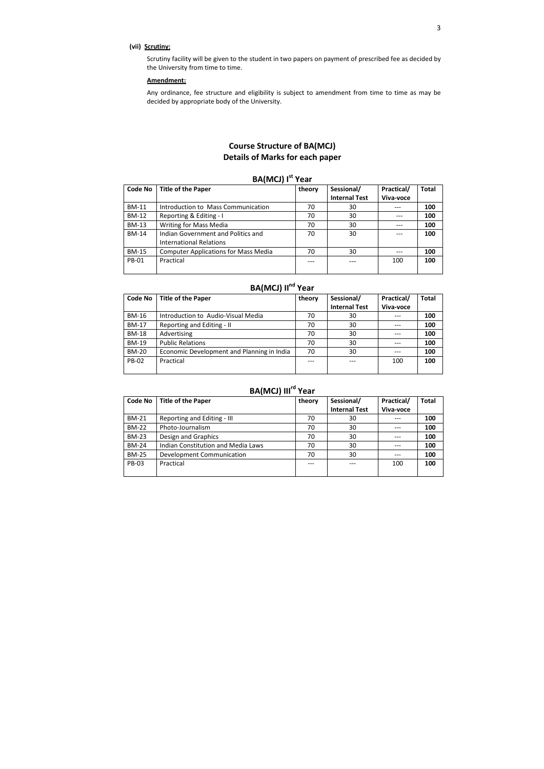**(vii) Scrutiny:**

Scrutiny facility will be given to the student in two papers on payment of prescribed fee as decided by the University from time to time.

**Amendment:**

Any ordinance, fee structure and eligibility is subject to amendment from time to time as may be decided by appropriate body of the University.

## Course Structure of BA(MCJ)
## Details of Marks for each paper

### BA(MCJ) I[st] Year

| Code No | Title of the Paper | theory | Sessional/ Internal Test | Practical/ Viva-voce | Total |
|---|---|---|---|---|---|
| BM-11 | Introduction to Mass Communication | 70 | 30 | --- | **100** |
| BM-12 | Reporting & Editing - I | 70 | 30 | --- | **100** |
| BM-13 | Writing for Mass Media | 70 | 30 | --- | **100** |
| BM-14 | Indian Government and Politics and International Relations | 70 | 30 | --- | **100** |
| BM-15 | Computer Applications for Mass Media | 70 | 30 | --- | **100** |
| PB-01 | Practical | --- | --- | 100 | **100** |

### BA(MCJ) II[nd] Year

| Code No | Title of the Paper | theory | Sessional/ Internal Test | Practical/ Viva-voce | Total |
|---|---|---|---|---|---|
| BM-16 | Introduction to Audio-Visual Media | 70 | 30 | --- | **100** |
| BM-17 | Reporting and Editing - II | 70 | 30 | --- | **100** |
| BM-18 | Advertising | 70 | 30 | --- | **100** |
| BM-19 | Public Relations | 70 | 30 | --- | **100** |
| BM-20 | Economic Development and Planning in India | 70 | 30 | --- | **100** |
| PB-02 | Practical | --- | --- | 100 | **100** |

### BA(MCJ) III[rd] Year

| Code No | Title of the Paper | theory | Sessional/ Internal Test | Practical/ Viva-voce | Total |
|---|---|---|---|---|---|
| BM-21 | Reporting and Editing - III | 70 | 30 | --- | **100** |
| BM-22 | Photo-Journalism | 70 | 30 | --- | **100** |
| BM-23 | Design and Graphics | 70 | 30 | --- | **100** |
| BM-24 | Indian Constitution and Media Laws | 70 | 30 | --- | **100** |
| BM-25 | Development Communication | 70 | 30 | --- | **100** |
| PB-03 | Practical | --- | --- | 100 | **100** |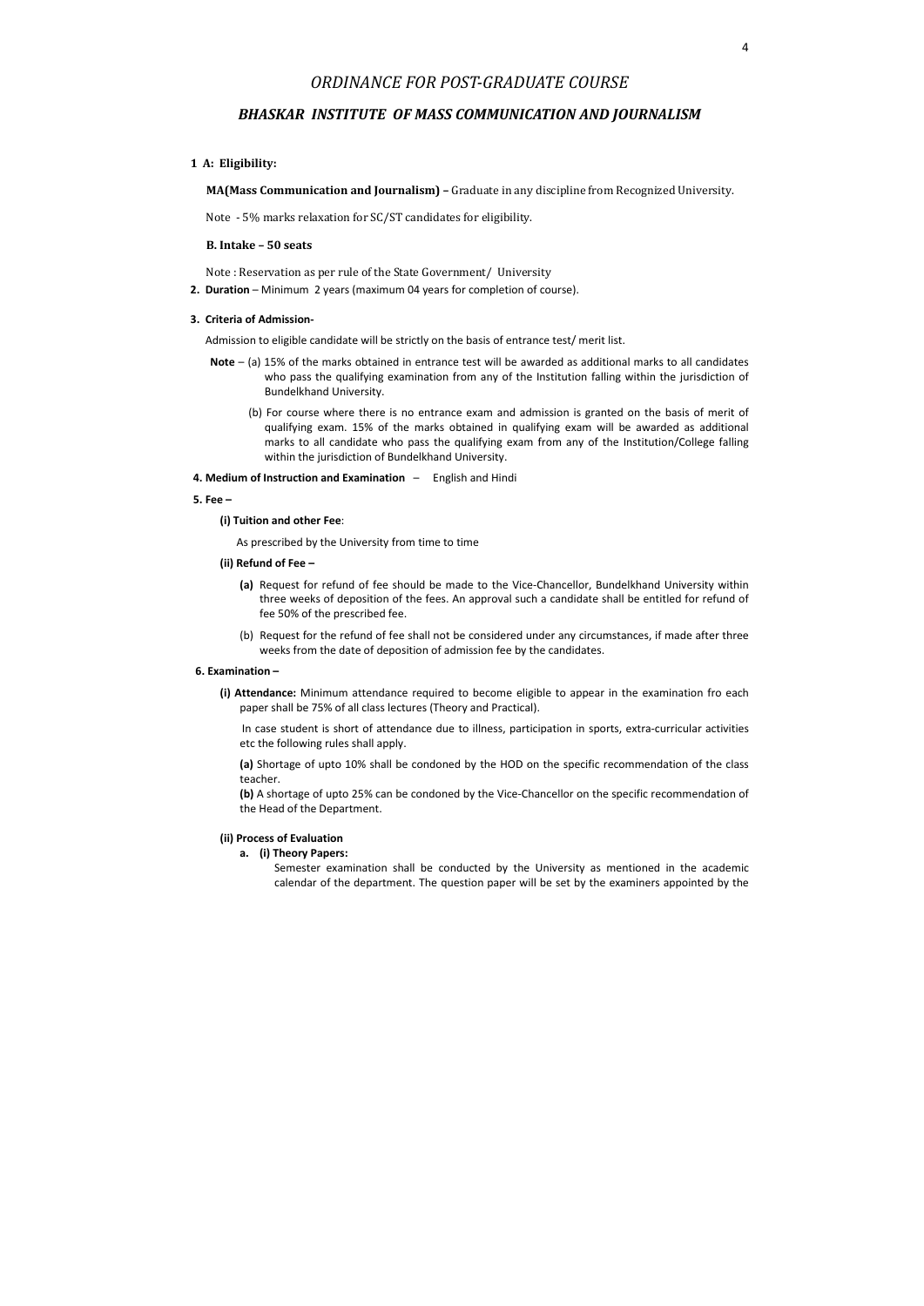## *ORDINANCE FOR POST-GRADUATE COURSE*

## *BHASKAR INSTITUTE OF MASS COMMUNICATION AND JOURNALISM*

**1 A: Eligibility:**

**MA(Mass Communication and Journalism) –** Graduate in any discipline from Recognized University.

Note - 5% marks relaxation for SC/ST candidates for eligibility.

**B. Intake – 50 seats**

Note : Reservation as per rule of the State Government/ University

**2. Duration** – Minimum 2 years (maximum 04 years for completion of course).

**3. Criteria of Admission-**

Admission to eligible candidate will be strictly on the basis of entrance test/ merit list.

**Note** – (a) 15% of the marks obtained in entrance test will be awarded as additional marks to all candidates who pass the qualifying examination from any of the Institution falling within the jurisdiction of Bundelkhand University.

(b) For course where there is no entrance exam and admission is granted on the basis of merit of qualifying exam. 15% of the marks obtained in qualifying exam will be awarded as additional marks to all candidate who pass the qualifying exam from any of the Institution/College falling within the jurisdiction of Bundelkhand University.

**4. Medium of Instruction and Examination** – English and Hindi

**5. Fee –**

**(i) Tuition and other Fee**:

As prescribed by the University from time to time

**(ii) Refund of Fee –**

**(a)** Request for refund of fee should be made to the Vice-Chancellor, Bundelkhand University within three weeks of deposition of the fees. An approval such a candidate shall be entitled for refund of fee 50% of the prescribed fee.

(b) Request for the refund of fee shall not be considered under any circumstances, if made after three weeks from the date of deposition of admission fee by the candidates.

**6. Examination –**

**(i) Attendance:** Minimum attendance required to become eligible to appear in the examination fro each paper shall be 75% of all class lectures (Theory and Practical).

In case student is short of attendance due to illness, participation in sports, extra-curricular activities etc the following rules shall apply.

**(a)** Shortage of upto 10% shall be condoned by the HOD on the specific recommendation of the class teacher.

**(b)** A shortage of upto 25% can be condoned by the Vice-Chancellor on the specific recommendation of the Head of the Department.

**(ii) Process of Evaluation**

**a. (i) Theory Papers:**

Semester examination shall be conducted by the University as mentioned in the academic calendar of the department. The question paper will be set by the examiners appointed by the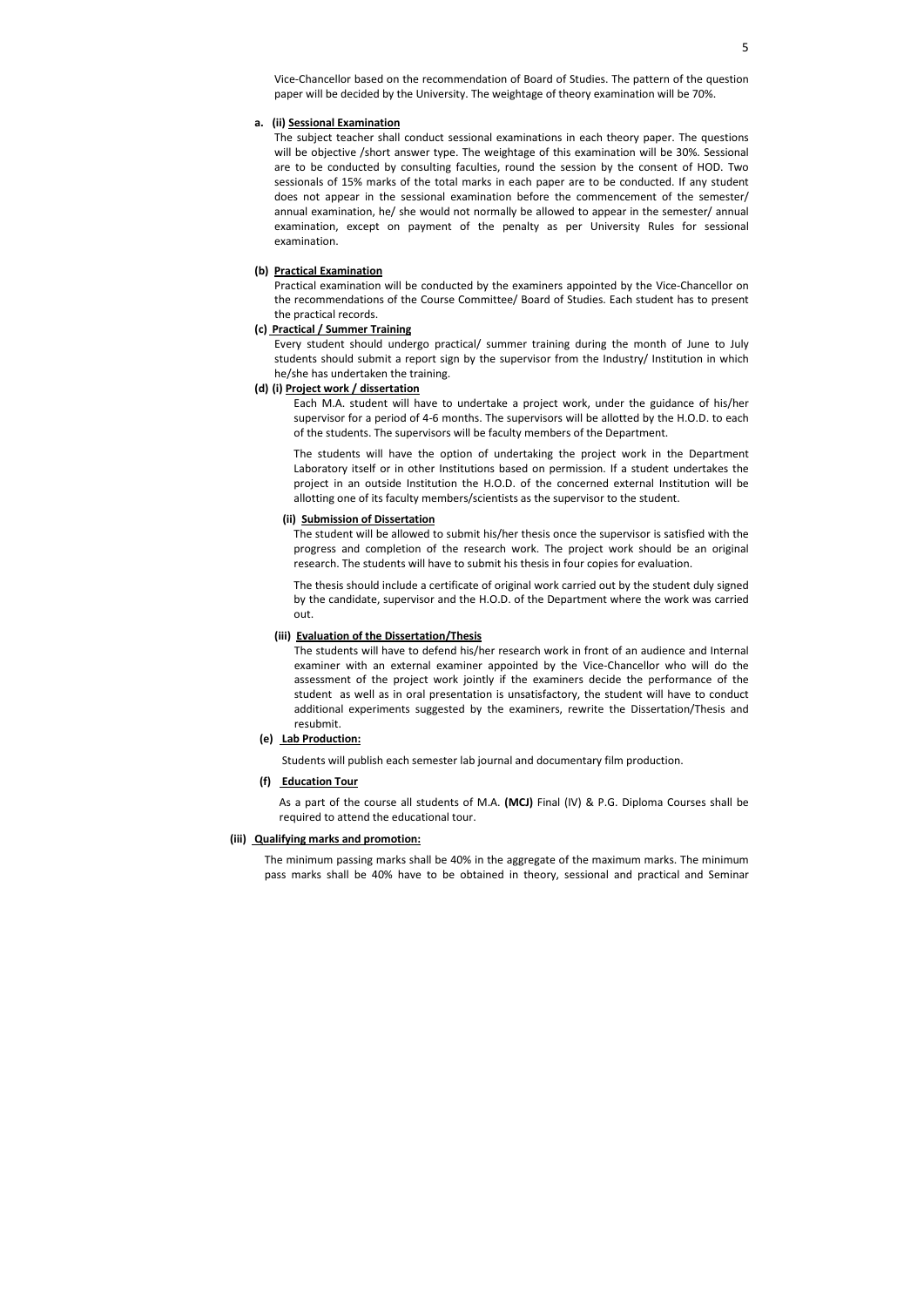Vice-Chancellor based on the recommendation of Board of Studies. The pattern of the question paper will be decided by the University. The weightage of theory examination will be 70%.

**a. (ii) <u>Sessional Examination</u>**

The subject teacher shall conduct sessional examinations in each theory paper. The questions will be objective /short answer type. The weightage of this examination will be 30%. Sessional are to be conducted by consulting faculties, round the session by the consent of HOD. Two sessionals of 15% marks of the total marks in each paper are to be conducted. If any student does not appear in the sessional examination before the commencement of the semester/ annual examination, he/ she would not normally be allowed to appear in the semester/ annual examination, except on payment of the penalty as per University Rules for sessional examination.

**(b) <u>Practical Examination</u>**

Practical examination will be conducted by the examiners appointed by the Vice-Chancellor on the recommendations of the Course Committee/ Board of Studies. Each student has to present the practical records.

**(c) <u>Practical / Summer Training</u>**

Every student should undergo practical/ summer training during the month of June to July students should submit a report sign by the supervisor from the Industry/ Institution in which he/she has undertaken the training.

**(d) (i) <u>Project work / dissertation</u>**

Each M.A. student will have to undertake a project work, under the guidance of his/her supervisor for a period of 4-6 months. The supervisors will be allotted by the H.O.D. to each of the students. The supervisors will be faculty members of the Department.

The students will have the option of undertaking the project work in the Department Laboratory itself or in other Institutions based on permission. If a student undertakes the project in an outside Institution the H.O.D. of the concerned external Institution will be allotting one of its faculty members/scientists as the supervisor to the student.

**(ii) <u>Submission of Dissertation</u>**

The student will be allowed to submit his/her thesis once the supervisor is satisfied with the progress and completion of the research work. The project work should be an original research. The students will have to submit his thesis in four copies for evaluation.

The thesis should include a certificate of original work carried out by the student duly signed by the candidate, supervisor and the H.O.D. of the Department where the work was carried out.

**(iii) <u>Evaluation of the Dissertation/Thesis</u>**

The students will have to defend his/her research work in front of an audience and Internal examiner with an external examiner appointed by the Vice-Chancellor who will do the assessment of the project work jointly if the examiners decide the performance of the student as well as in oral presentation is unsatisfactory, the student will have to conduct additional experiments suggested by the examiners, rewrite the Dissertation/Thesis and resubmit.

**(e) <u>Lab Production:</u>**

Students will publish each semester lab journal and documentary film production.

**(f) <u>Education Tour</u>**

As a part of the course all students of M.A. **(MCJ)** Final (IV) & P.G. Diploma Courses shall be required to attend the educational tour.

**(iii) <u>Qualifying marks and promotion:</u>**

The minimum passing marks shall be 40% in the aggregate of the maximum marks. The minimum pass marks shall be 40% have to be obtained in theory, sessional and practical and Seminar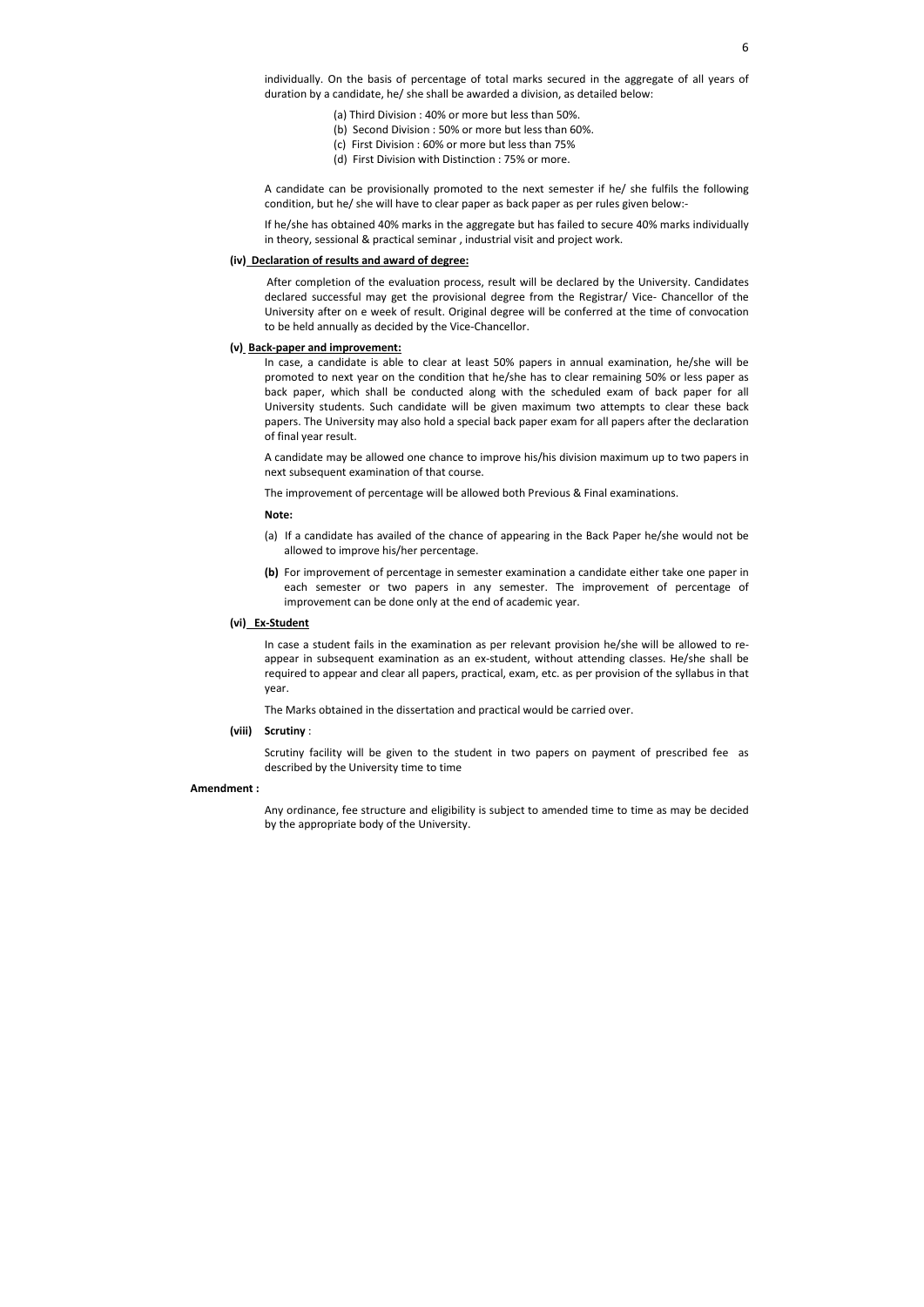individually. On the basis of percentage of total marks secured in the aggregate of all years of duration by a candidate, he/ she shall be awarded a division, as detailed below:

(a) Third Division : 40% or more but less than 50%.
(b) Second Division : 50% or more but less than 60%.
(c) First Division : 60% or more but less than 75%
(d) First Division with Distinction : 75% or more.

A candidate can be provisionally promoted to the next semester if he/ she fulfils the following condition, but he/ she will have to clear paper as back paper as per rules given below:-

If he/she has obtained 40% marks in the aggregate but has failed to secure 40% marks individually in theory, sessional & practical seminar , industrial visit and project work.

**(iv) <u>Declaration of results and award of degree:</u>**

After completion of the evaluation process, result will be declared by the University. Candidates declared successful may get the provisional degree from the Registrar/ Vice- Chancellor of the University after on e week of result. Original degree will be conferred at the time of convocation to be held annually as decided by the Vice-Chancellor.

**(v) <u>Back-paper and improvement:</u>**

In case, a candidate is able to clear at least 50% papers in annual examination, he/she will be promoted to next year on the condition that he/she has to clear remaining 50% or less paper as back paper, which shall be conducted along with the scheduled exam of back paper for all University students. Such candidate will be given maximum two attempts to clear these back papers. The University may also hold a special back paper exam for all papers after the declaration of final year result.

A candidate may be allowed one chance to improve his/his division maximum up to two papers in next subsequent examination of that course.

The improvement of percentage will be allowed both Previous & Final examinations.

**Note:**

(a) If a candidate has availed of the chance of appearing in the Back Paper he/she would not be allowed to improve his/her percentage.

**(b)** For improvement of percentage in semester examination a candidate either take one paper in each semester or two papers in any semester. The improvement of percentage of improvement can be done only at the end of academic year.

**(vi) <u>Ex-Student</u>**

In case a student fails in the examination as per relevant provision he/she will be allowed to re-appear in subsequent examination as an ex-student, without attending classes. He/she shall be required to appear and clear all papers, practical, exam, etc. as per provision of the syllabus in that year.

The Marks obtained in the dissertation and practical would be carried over.

**(viii) Scrutiny** :

Scrutiny facility will be given to the student in two papers on payment of prescribed fee as described by the University time to time

**Amendment :**

Any ordinance, fee structure and eligibility is subject to amended time to time as may be decided by the appropriate body of the University.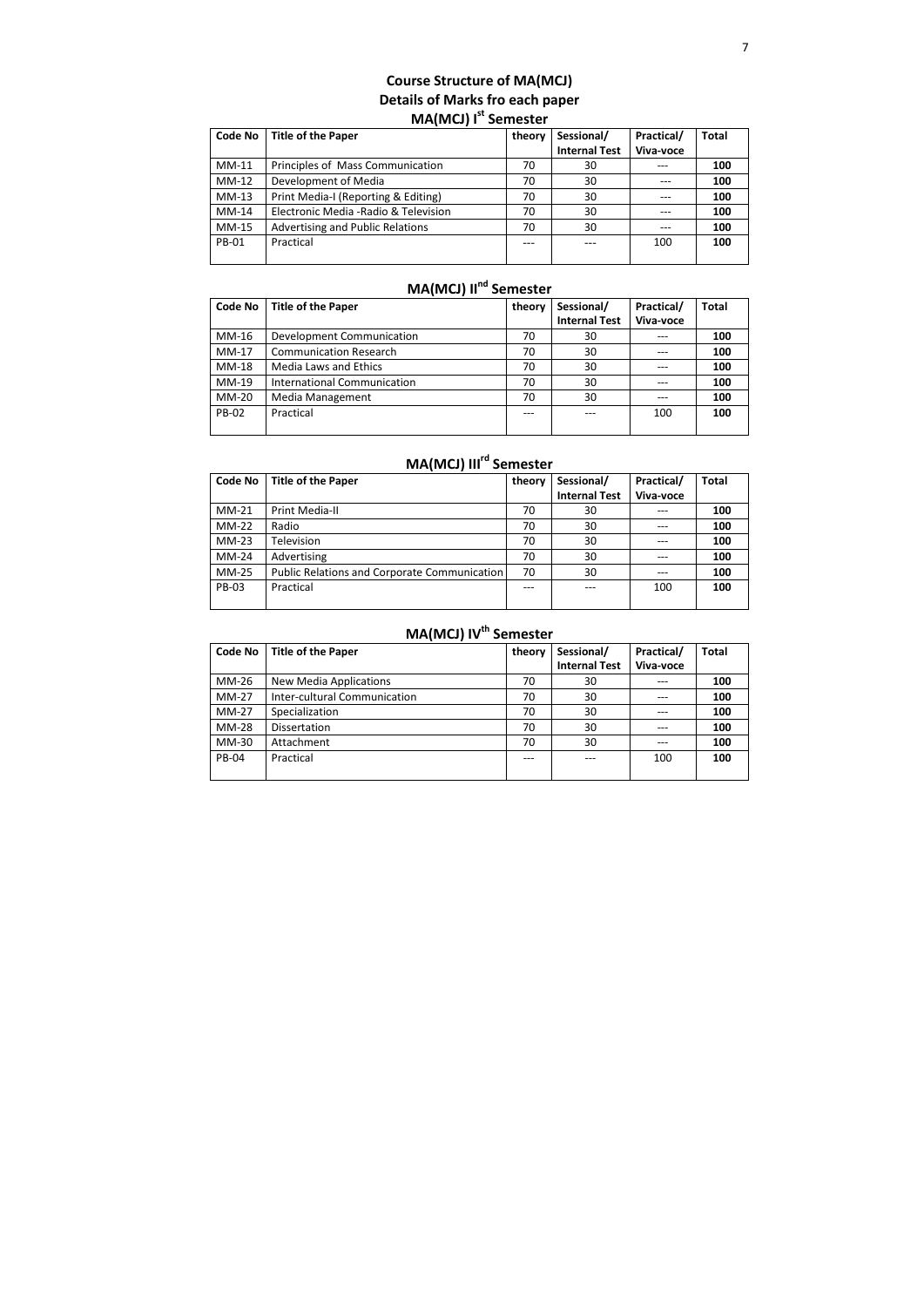# Course Structure of MA(MCJ)

## Details of Marks fro each paper

### MA(MCJ) I[st] Semester

| Code No | Title of the Paper | theory | Sessional/ Internal Test | Practical/ Viva-voce | Total |
|---|---|---|---|---|---|
| MM-11 | Principles of Mass Communication | 70 | 30 | --- | **100** |
| MM-12 | Development of Media | 70 | 30 | --- | **100** |
| MM-13 | Print Media-I (Reporting & Editing) | 70 | 30 | --- | **100** |
| MM-14 | Electronic Media -Radio & Television | 70 | 30 | --- | **100** |
| MM-15 | Advertising and Public Relations | 70 | 30 | --- | **100** |
| PB-01 | Practical | --- | --- | 100 | **100** |

### MA(MCJ) II[nd] Semester

| Code No | Title of the Paper | theory | Sessional/ Internal Test | Practical/ Viva-voce | Total |
|---|---|---|---|---|---|
| MM-16 | Development Communication | 70 | 30 | --- | **100** |
| MM-17 | Communication Research | 70 | 30 | --- | **100** |
| MM-18 | Media Laws and Ethics | 70 | 30 | --- | **100** |
| MM-19 | International Communication | 70 | 30 | --- | **100** |
| MM-20 | Media Management | 70 | 30 | --- | **100** |
| PB-02 | Practical | --- | --- | 100 | **100** |

### MA(MCJ) III[rd] Semester

| Code No | Title of the Paper | theory | Sessional/ Internal Test | Practical/ Viva-voce | Total |
|---|---|---|---|---|---|
| MM-21 | Print Media-II | 70 | 30 | --- | **100** |
| MM-22 | Radio | 70 | 30 | --- | **100** |
| MM-23 | Television | 70 | 30 | --- | **100** |
| MM-24 | Advertising | 70 | 30 | --- | **100** |
| MM-25 | Public Relations and Corporate Communication | 70 | 30 | --- | **100** |
| PB-03 | Practical | --- | --- | 100 | **100** |

### MA(MCJ) IV[th] Semester

| Code No | Title of the Paper | theory | Sessional/ Internal Test | Practical/ Viva-voce | Total |
|---|---|---|---|---|---|
| MM-26 | New Media Applications | 70 | 30 | --- | **100** |
| MM-27 | Inter-cultural Communication | 70 | 30 | --- | **100** |
| MM-27 | Specialization | 70 | 30 | --- | **100** |
| MM-28 | Dissertation | 70 | 30 | --- | **100** |
| MM-30 | Attachment | 70 | 30 | --- | **100** |
| PB-04 | Practical | --- | --- | 100 | **100** |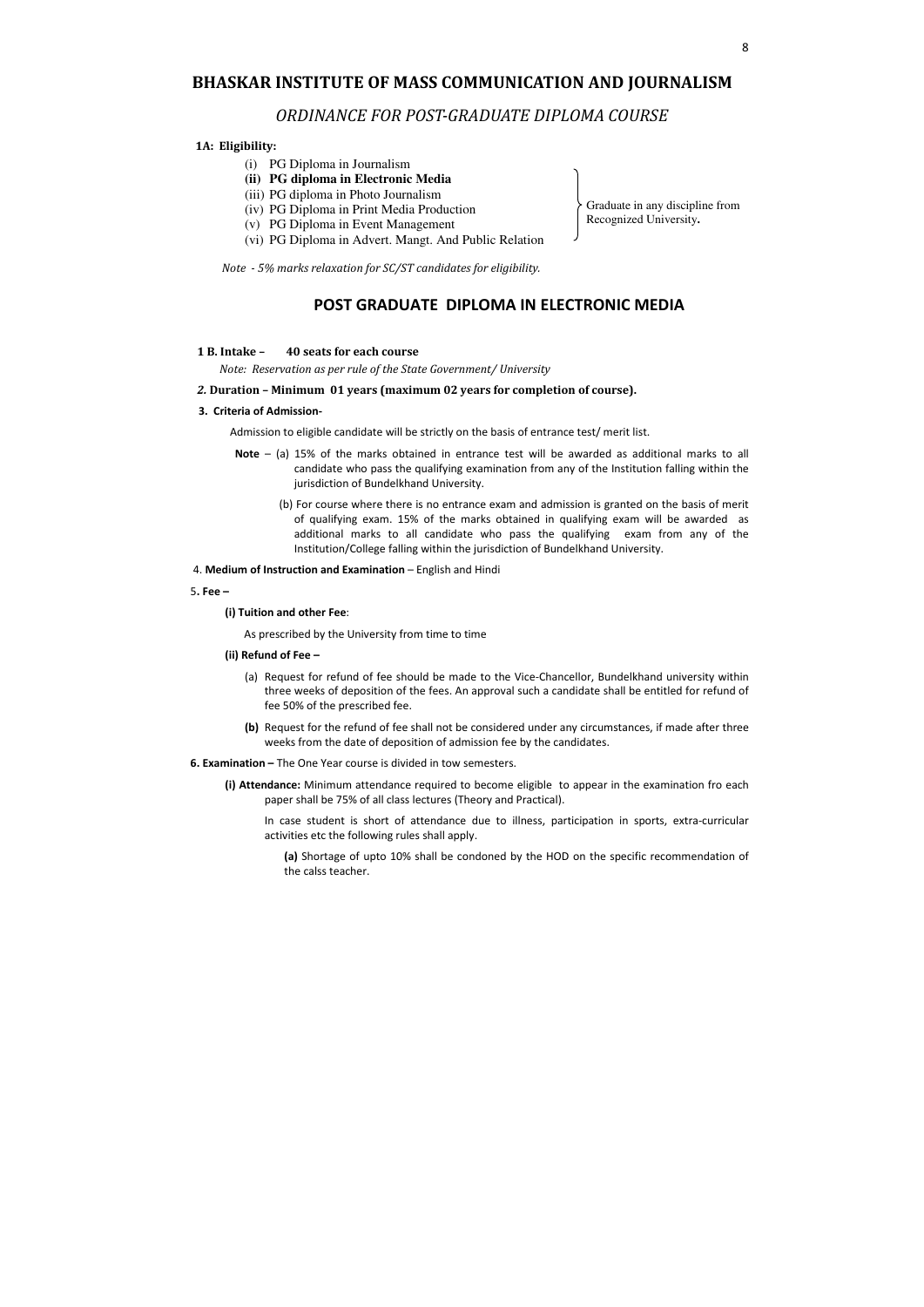# BHASKAR INSTITUTE OF MASS COMMUNICATION AND JOURNALISM

## *ORDINANCE FOR POST-GRADUATE DIPLOMA COURSE*

**1A: Eligibility:**

(i) PG Diploma in Journalism
**(ii) PG diploma in Electronic Media**
(iii) PG diploma in Photo Journalism
(iv) PG Diploma in Print Media Production
(v) PG Diploma in Event Management
(vi) PG Diploma in Advert. Mangt. And Public Relation

} Graduate in any discipline from Recognized University**.**

*Note - 5% marks relaxation for SC/ST candidates for eligibility.*

## POST GRADUATE DIPLOMA IN ELECTRONIC MEDIA

**1 B. Intake – 40 seats for each course**

*Note: Reservation as per rule of the State Government/ University*

***2.* Duration – Minimum 01 years (maximum 02 years for completion of course).**

**3. Criteria of Admission-**

Admission to eligible candidate will be strictly on the basis of entrance test/ merit list.

**Note** – (a) 15% of the marks obtained in entrance test will be awarded as additional marks to all candidate who pass the qualifying examination from any of the Institution falling within the jurisdiction of Bundelkhand University.

(b) For course where there is no entrance exam and admission is granted on the basis of merit of qualifying exam. 15% of the marks obtained in qualifying exam will be awarded as additional marks to all candidate who pass the qualifying exam from any of the Institution/College falling within the jurisdiction of Bundelkhand University.

4. **Medium of Instruction and Examination** – English and Hindi

5**. Fee –**

**(i) Tuition and other Fee**:

As prescribed by the University from time to time

**(ii) Refund of Fee –**

(a) Request for refund of fee should be made to the Vice-Chancellor, Bundelkhand university within three weeks of deposition of the fees. An approval such a candidate shall be entitled for refund of fee 50% of the prescribed fee.

**(b)** Request for the refund of fee shall not be considered under any circumstances, if made after three weeks from the date of deposition of admission fee by the candidates.

**6. Examination –** The One Year course is divided in tow semesters.

**(i) Attendance:** Minimum attendance required to become eligible to appear in the examination fro each paper shall be 75% of all class lectures (Theory and Practical).

In case student is short of attendance due to illness, participation in sports, extra-curricular activities etc the following rules shall apply.

**(a)** Shortage of upto 10% shall be condoned by the HOD on the specific recommendation of the calss teacher.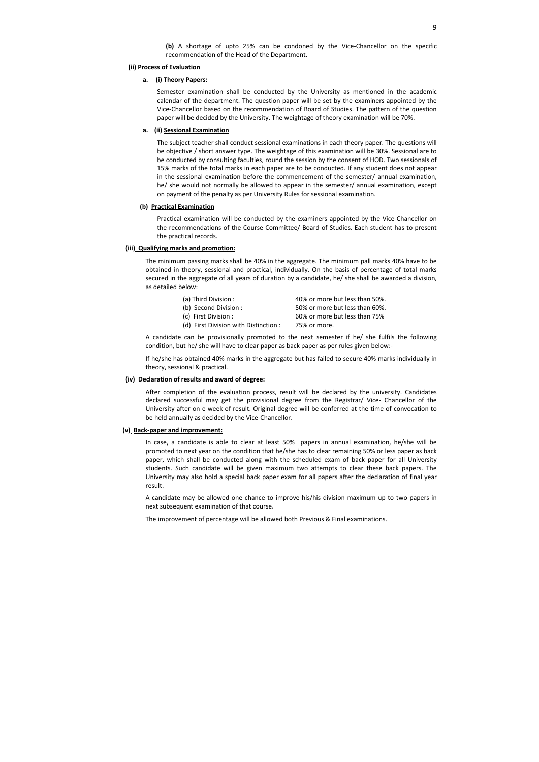**(b)** A shortage of upto 25% can be condoned by the Vice-Chancellor on the specific recommendation of the Head of the Department.

**(ii) Process of Evaluation**

**a. (i) Theory Papers:**

Semester examination shall be conducted by the University as mentioned in the academic calendar of the department. The question paper will be set by the examiners appointed by the Vice-Chancellor based on the recommendation of Board of Studies. The pattern of the question paper will be decided by the University. The weightage of theory examination will be 70%.

**a. (ii) Sessional Examination**

The subject teacher shall conduct sessional examinations in each theory paper. The questions will be objective / short answer type. The weightage of this examination will be 30%. Sessional are to be conducted by consulting faculties, round the session by the consent of HOD. Two sessionals of 15% marks of the total marks in each paper are to be conducted. If any student does not appear in the sessional examination before the commencement of the semester/ annual examination, he/ she would not normally be allowed to appear in the semester/ annual examination, except on payment of the penalty as per University Rules for sessional examination.

**(b) Practical Examination**

Practical examination will be conducted by the examiners appointed by the Vice-Chancellor on the recommendations of the Course Committee/ Board of Studies. Each student has to present the practical records.

**(iii) Qualifying marks and promotion:**

The minimum passing marks shall be 40% in the aggregate. The minimum pall marks 40% have to be obtained in theory, sessional and practical, individually. On the basis of percentage of total marks secured in the aggregate of all years of duration by a candidate, he/ she shall be awarded a division, as detailed below:

| | |
|---|---|
| (a) Third Division : | 40% or more but less than 50%. |
| (b) Second Division : | 50% or more but less than 60%. |
| (c) First Division : | 60% or more but less than 75% |
| (d) First Division with Distinction : | 75% or more. |

A candidate can be provisionally promoted to the next semester if he/ she fulfils the following condition, but he/ she will have to clear paper as back paper as per rules given below:-

If he/she has obtained 40% marks in the aggregate but has failed to secure 40% marks individually in theory, sessional & practical.

**(iv) Declaration of results and award of degree:**

After completion of the evaluation process, result will be declared by the university. Candidates declared successful may get the provisional degree from the Registrar/ Vice- Chancellor of the University after on e week of result. Original degree will be conferred at the time of convocation to be held annually as decided by the Vice-Chancellor.

**(v) Back-paper and improvement:**

In case, a candidate is able to clear at least 50% papers in annual examination, he/she will be promoted to next year on the condition that he/she has to clear remaining 50% or less paper as back paper, which shall be conducted along with the scheduled exam of back paper for all University students. Such candidate will be given maximum two attempts to clear these back papers. The University may also hold a special back paper exam for all papers after the declaration of final year result.

A candidate may be allowed one chance to improve his/his division maximum up to two papers in next subsequent examination of that course.

The improvement of percentage will be allowed both Previous & Final examinations.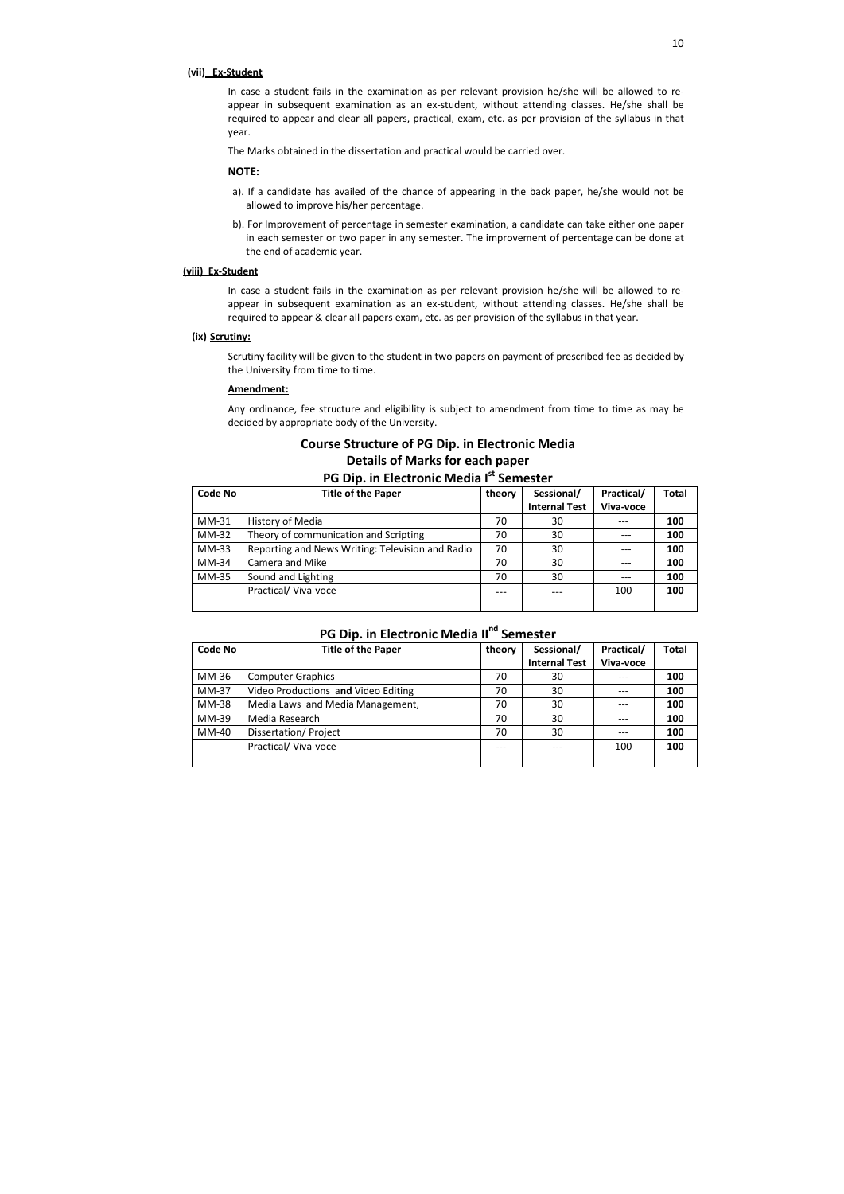**(vii) Ex-Student**

In case a student fails in the examination as per relevant provision he/she will be allowed to re-appear in subsequent examination as an ex-student, without attending classes. He/she shall be required to appear and clear all papers, practical, exam, etc. as per provision of the syllabus in that year.

The Marks obtained in the dissertation and practical would be carried over.

**NOTE:**

a). If a candidate has availed of the chance of appearing in the back paper, he/she would not be allowed to improve his/her percentage.

b). For Improvement of percentage in semester examination, a candidate can take either one paper in each semester or two paper in any semester. The improvement of percentage can be done at the end of academic year.

**(viii) Ex-Student**

In case a student fails in the examination as per relevant provision he/she will be allowed to re-appear in subsequent examination as an ex-student, without attending classes. He/she shall be required to appear & clear all papers exam, etc. as per provision of the syllabus in that year.

**(ix) Scrutiny:**

Scrutiny facility will be given to the student in two papers on payment of prescribed fee as decided by the University from time to time.

**Amendment:**

Any ordinance, fee structure and eligibility is subject to amendment from time to time as may be decided by appropriate body of the University.

## Course Structure of PG Dip. in Electronic Media

### Details of Marks for each paper

### PG Dip. in Electronic Media I[st] Semester

| Code No | Title of the Paper | theory | Sessional/ Internal Test | Practical/ Viva-voce | Total |
|---|---|---|---|---|---|
| MM-31 | History of Media | 70 | 30 | --- | **100** |
| MM-32 | Theory of communication and Scripting | 70 | 30 | --- | **100** |
| MM-33 | Reporting and News Writing: Television and Radio | 70 | 30 | --- | **100** |
| MM-34 | Camera and Mike | 70 | 30 | --- | **100** |
| MM-35 | Sound and Lighting | 70 | 30 | --- | **100** |
| | Practical/ Viva-voce | --- | --- | 100 | **100** |

### PG Dip. in Electronic Media II[nd] Semester

| Code No | Title of the Paper | theory | Sessional/ Internal Test | Practical/ Viva-voce | Total |
|---|---|---|---|---|---|
| MM-36 | Computer Graphics | 70 | 30 | --- | **100** |
| MM-37 | Video Productions a**nd** Video Editing | 70 | 30 | --- | **100** |
| MM-38 | Media Laws and Media Management, | 70 | 30 | --- | **100** |
| MM-39 | Media Research | 70 | 30 | --- | **100** |
| MM-40 | Dissertation/ Project | 70 | 30 | --- | **100** |
| | Practical/ Viva-voce | --- | --- | 100 | **100** |